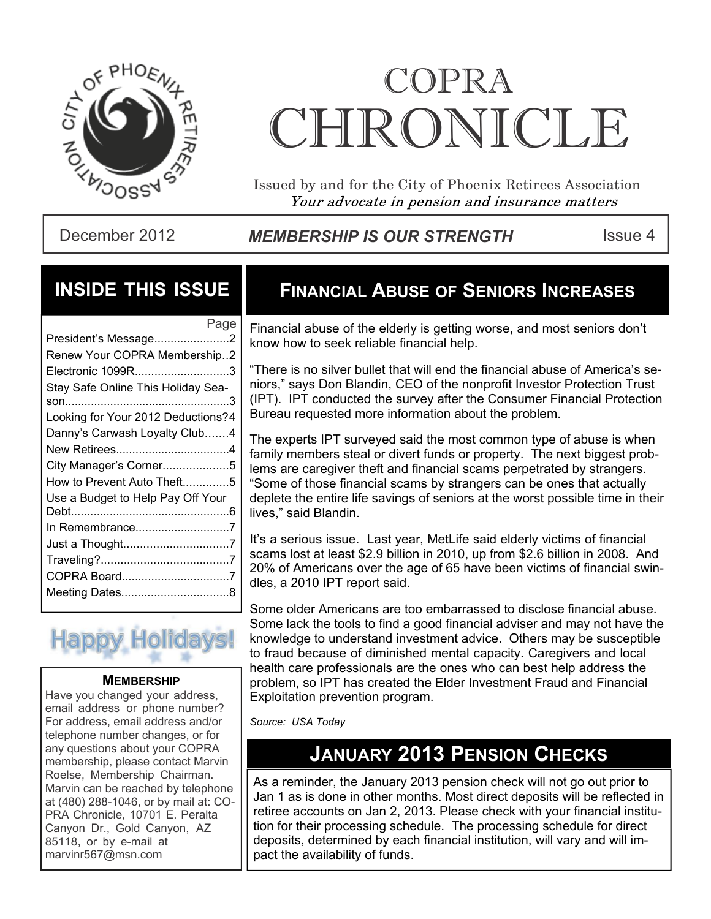# COPRA CHRONICLE

Issued by and for the City of Phoenix Retirees Association

*Your advocate in pension and insurance matters*

December 2012 | ***MEMBERSHIP IS OUR STRENGTH*** | Issue 4

## INSIDE THIS ISSUE

| | Page |
|---|---|
| President's Message | 2 |
| Renew Your COPRA Membership | 2 |
| Electronic 1099R | 3 |
| Stay Safe Online This Holiday Season | 3 |
| Looking for Your 2012 Deductions? | 4 |
| Danny's Carwash Loyalty Club | 4 |
| New Retirees | 4 |
| City Manager's Corner | 5 |
| How to Prevent Auto Theft | 5 |
| Use a Budget to Help Pay Off Your Debt | 6 |
| In Remembrance | 7 |
| Just a Thought | 7 |
| Traveling? | 7 |
| COPRA Board | 7 |
| Meeting Dates | 8 |

Happy Holidays!

### MEMBERSHIP

Have you changed your address, email address or phone number? For address, email address and/or telephone number changes, or for any questions about your COPRA membership, please contact Marvin Roelse, Membership Chairman. Marvin can be reached by telephone at (480) 288-1046, or by mail at: COPRA Chronicle, 10701 E. Peralta Canyon Dr., Gold Canyon, AZ 85118, or by e-mail at marvinr567@msn.com

## FINANCIAL ABUSE OF SENIORS INCREASES

Financial abuse of the elderly is getting worse, and most seniors don't know how to seek reliable financial help.

"There is no silver bullet that will end the financial abuse of America's seniors," says Don Blandin, CEO of the nonprofit Investor Protection Trust (IPT). IPT conducted the survey after the Consumer Financial Protection Bureau requested more information about the problem.

The experts IPT surveyed said the most common type of abuse is when family members steal or divert funds or property. The next biggest problems are caregiver theft and financial scams perpetrated by strangers. "Some of those financial scams by strangers can be ones that actually deplete the entire life savings of seniors at the worst possible time in their lives," said Blandin.

It's a serious issue. Last year, MetLife said elderly victims of financial scams lost at least $2.9 billion in 2010, up from $2.6 billion in 2008. And 20% of Americans over the age of 65 have been victims of financial swindles, a 2010 IPT report said.

Some older Americans are too embarrassed to disclose financial abuse. Some lack the tools to find a good financial adviser and may not have the knowledge to understand investment advice. Others may be susceptible to fraud because of diminished mental capacity. Caregivers and local health care professionals are the ones who can best help address the problem, so IPT has created the Elder Investment Fraud and Financial Exploitation prevention program.

*Source: USA Today*

## JANUARY 2013 PENSION CHECKS

As a reminder, the January 2013 pension check will not go out prior to Jan 1 as is done in other months. Most direct deposits will be reflected in retiree accounts on Jan 2, 2013. Please check with your financial institution for their processing schedule. The processing schedule for direct deposits, determined by each financial institution, will vary and will impact the availability of funds.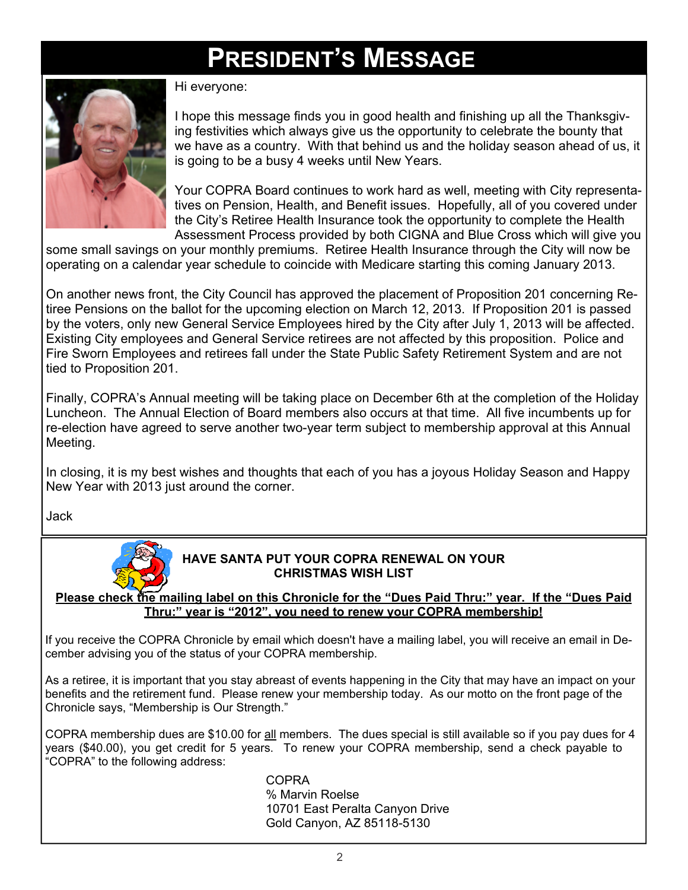# PRESIDENT'S MESSAGE

Hi everyone:

I hope this message finds you in good health and finishing up all the Thanksgiving festivities which always give us the opportunity to celebrate the bounty that we have as a country. With that behind us and the holiday season ahead of us, it is going to be a busy 4 weeks until New Years.

Your COPRA Board continues to work hard as well, meeting with City representatives on Pension, Health, and Benefit issues. Hopefully, all of you covered under the City's Retiree Health Insurance took the opportunity to complete the Health Assessment Process provided by both CIGNA and Blue Cross which will give you some small savings on your monthly premiums. Retiree Health Insurance through the City will now be operating on a calendar year schedule to coincide with Medicare starting this coming January 2013.

On another news front, the City Council has approved the placement of Proposition 201 concerning Retiree Pensions on the ballot for the upcoming election on March 12, 2013. If Proposition 201 is passed by the voters, only new General Service Employees hired by the City after July 1, 2013 will be affected. Existing City employees and General Service retirees are not affected by this proposition. Police and Fire Sworn Employees and retirees fall under the State Public Safety Retirement System and are not tied to Proposition 201.

Finally, COPRA's Annual meeting will be taking place on December 6th at the completion of the Holiday Luncheon. The Annual Election of Board members also occurs at that time. All five incumbents up for re-election have agreed to serve another two-year term subject to membership approval at this Annual Meeting.

In closing, it is my best wishes and thoughts that each of you has a joyous Holiday Season and Happy New Year with 2013 just around the corner.

Jack

**HAVE SANTA PUT YOUR COPRA RENEWAL ON YOUR CHRISTMAS WISH LIST**

**Please check the mailing label on this Chronicle for the "Dues Paid Thru:" year. If the "Dues Paid Thru:" year is "2012", you need to renew your COPRA membership!**

If you receive the COPRA Chronicle by email which doesn't have a mailing label, you will receive an email in December advising you of the status of your COPRA membership.

As a retiree, it is important that you stay abreast of events happening in the City that may have an impact on your benefits and the retirement fund. Please renew your membership today. As our motto on the front page of the Chronicle says, "Membership is Our Strength."

COPRA membership dues are $10.00 for all members. The dues special is still available so if you pay dues for 4 years ($40.00), you get credit for 5 years. To renew your COPRA membership, send a check payable to "COPRA" to the following address:

COPRA
% Marvin Roelse
10701 East Peralta Canyon Drive
Gold Canyon, AZ 85118-5130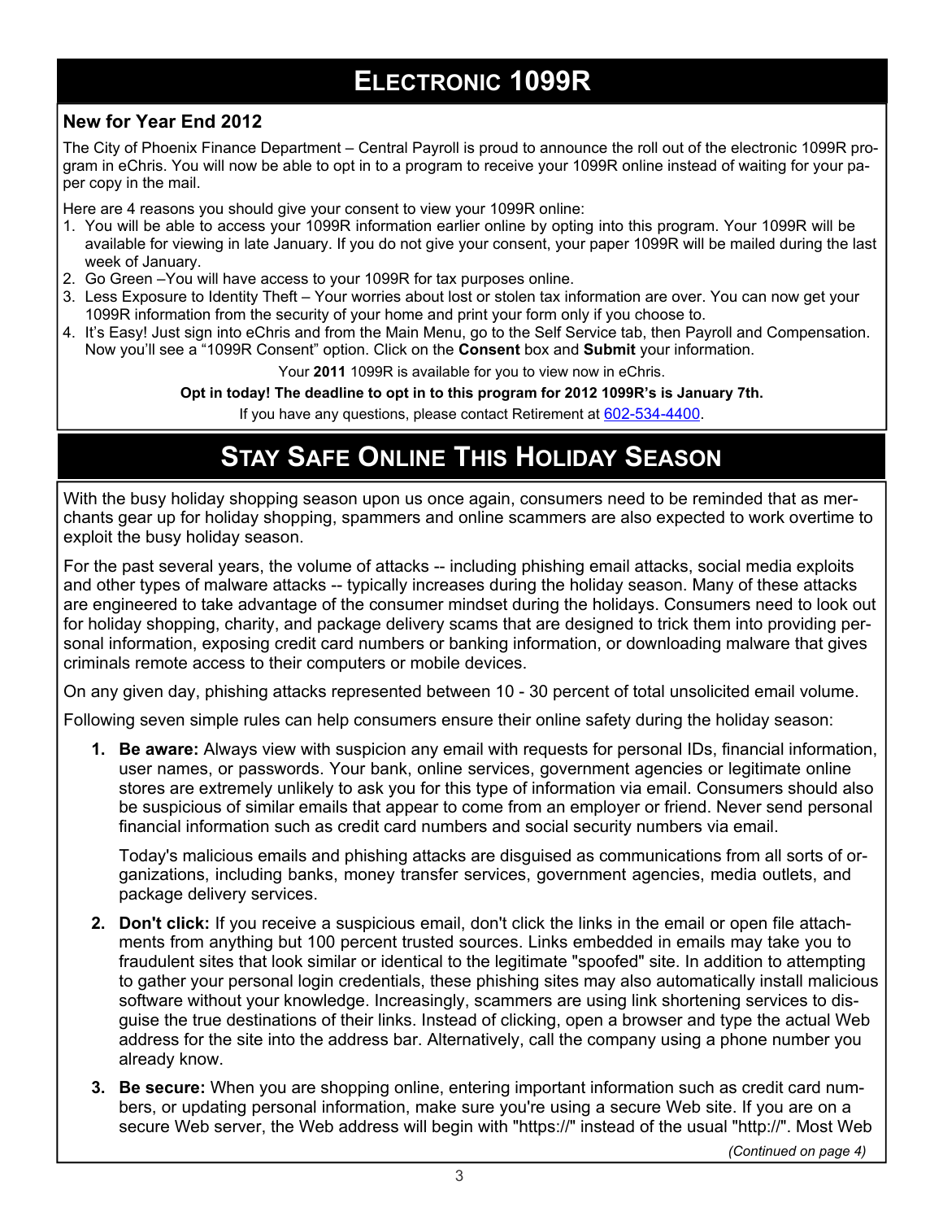# Electronic 1099R

### New for Year End 2012

The City of Phoenix Finance Department – Central Payroll is proud to announce the roll out of the electronic 1099R program in eChris. You will now be able to opt in to a program to receive your 1099R online instead of waiting for your paper copy in the mail.

Here are 4 reasons you should give your consent to view your 1099R online:

1. You will be able to access your 1099R information earlier online by opting into this program. Your 1099R will be available for viewing in late January. If you do not give your consent, your paper 1099R will be mailed during the last week of January.
2. Go Green –You will have access to your 1099R for tax purposes online.
3. Less Exposure to Identity Theft – Your worries about lost or stolen tax information are over. You can now get your 1099R information from the security of your home and print your form only if you choose to.
4. It's Easy! Just sign into eChris and from the Main Menu, go to the Self Service tab, then Payroll and Compensation. Now you'll see a "1099R Consent" option. Click on the **Consent** box and **Submit** your information.

Your **2011** 1099R is available for you to view now in eChris.

**Opt in today! The deadline to opt in to this program for 2012 1099R's is January 7th.**

If you have any questions, please contact Retirement at 602-534-4400.

# Stay Safe Online This Holiday Season

With the busy holiday shopping season upon us once again, consumers need to be reminded that as merchants gear up for holiday shopping, spammers and online scammers are also expected to work overtime to exploit the busy holiday season.

For the past several years, the volume of attacks -- including phishing email attacks, social media exploits and other types of malware attacks -- typically increases during the holiday season. Many of these attacks are engineered to take advantage of the consumer mindset during the holidays. Consumers need to look out for holiday shopping, charity, and package delivery scams that are designed to trick them into providing personal information, exposing credit card numbers or banking information, or downloading malware that gives criminals remote access to their computers or mobile devices.

On any given day, phishing attacks represented between 10 - 30 percent of total unsolicited email volume.

Following seven simple rules can help consumers ensure their online safety during the holiday season:

1. **Be aware:** Always view with suspicion any email with requests for personal IDs, financial information, user names, or passwords. Your bank, online services, government agencies or legitimate online stores are extremely unlikely to ask you for this type of information via email. Consumers should also be suspicious of similar emails that appear to come from an employer or friend. Never send personal financial information such as credit card numbers and social security numbers via email.

   Today's malicious emails and phishing attacks are disguised as communications from all sorts of organizations, including banks, money transfer services, government agencies, media outlets, and package delivery services.

2. **Don't click:** If you receive a suspicious email, don't click the links in the email or open file attachments from anything but 100 percent trusted sources. Links embedded in emails may take you to fraudulent sites that look similar or identical to the legitimate "spoofed" site. In addition to attempting to gather your personal login credentials, these phishing sites may also automatically install malicious software without your knowledge. Increasingly, scammers are using link shortening services to disguise the true destinations of their links. Instead of clicking, open a browser and type the actual Web address for the site into the address bar. Alternatively, call the company using a phone number you already know.

3. **Be secure:** When you are shopping online, entering important information such as credit card numbers, or updating personal information, make sure you're using a secure Web site. If you are on a secure Web server, the Web address will begin with "https://" instead of the usual "http://". Most Web

*(Continued on page 4)*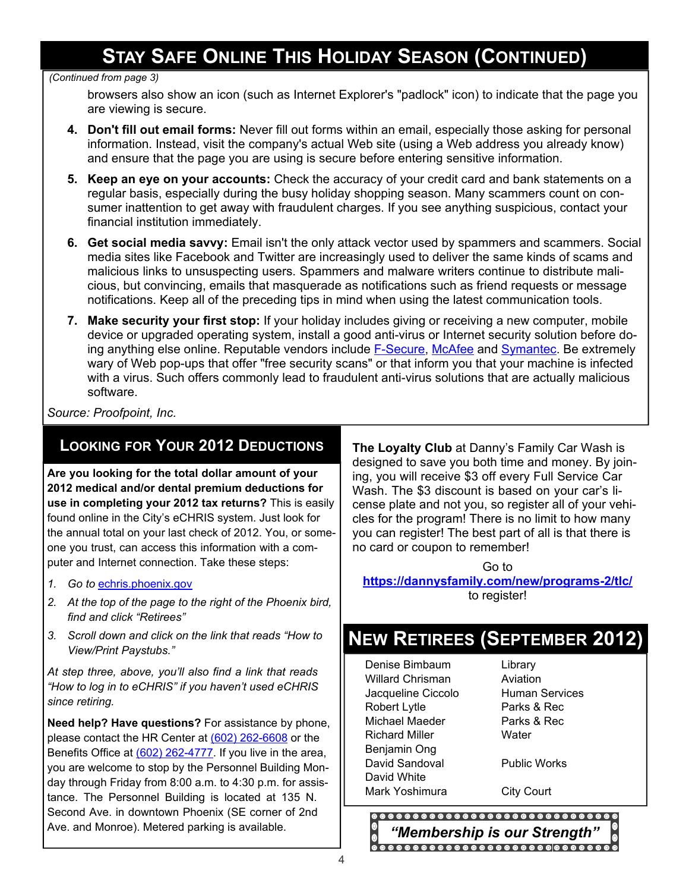## Stay Safe Online This Holiday Season (Continued)

*(Continued from page 3)*

browsers also show an icon (such as Internet Explorer's "padlock" icon) to indicate that the page you are viewing is secure.

4. **Don't fill out email forms:** Never fill out forms within an email, especially those asking for personal information. Instead, visit the company's actual Web site (using a Web address you already know) and ensure that the page you are using is secure before entering sensitive information.
5. **Keep an eye on your accounts:** Check the accuracy of your credit card and bank statements on a regular basis, especially during the busy holiday shopping season. Many scammers count on consumer inattention to get away with fraudulent charges. If you see anything suspicious, contact your financial institution immediately.
6. **Get social media savvy:** Email isn't the only attack vector used by spammers and scammers. Social media sites like Facebook and Twitter are increasingly used to deliver the same kinds of scams and malicious links to unsuspecting users. Spammers and malware writers continue to distribute malicious, but convincing, emails that masquerade as notifications such as friend requests or message notifications. Keep all of the preceding tips in mind when using the latest communication tools.
7. **Make security your first stop:** If your holiday includes giving or receiving a new computer, mobile device or upgraded operating system, install a good anti-virus or Internet security solution before doing anything else online. Reputable vendors include F-Secure, McAfee and Symantec. Be extremely wary of Web pop-ups that offer "free security scans" or that inform you that your machine is infected with a virus. Such offers commonly lead to fraudulent anti-virus solutions that are actually malicious software.

*Source: Proofpoint, Inc.*

## Looking for Your 2012 Deductions

**Are you looking for the total dollar amount of your 2012 medical and/or dental premium deductions for use in completing your 2012 tax returns?** This is easily found online in the City's eCHRIS system. Just look for the annual total on your last check of 2012. You, or someone you trust, can access this information with a computer and Internet connection. Take these steps:

1. *Go to echris.phoenix.gov*
2. *At the top of the page to the right of the Phoenix bird, find and click "Retirees"*
3. *Scroll down and click on the link that reads "How to View/Print Paystubs."*

*At step three, above, you'll also find a link that reads "How to log in to eCHRIS" if you haven't used eCHRIS since retiring.*

**Need help? Have questions?** For assistance by phone, please contact the HR Center at (602) 262-6608 or the Benefits Office at (602) 262-4777. If you live in the area, you are welcome to stop by the Personnel Building Monday through Friday from 8:00 a.m. to 4:30 p.m. for assistance. The Personnel Building is located at 135 N. Second Ave. in downtown Phoenix (SE corner of 2nd Ave. and Monroe). Metered parking is available.

**The Loyalty Club** at Danny's Family Car Wash is designed to save you both time and money. By joining, you will receive $3 off every Full Service Car Wash. The $3 discount is based on your car's license plate and not you, so register all of your vehicles for the program! There is no limit to how many you can register! The best part of all is that there is no card or coupon to remember!

Go to **https://dannysfamily.com/new/programs-2/tlc/** to register!

## New Retirees (September 2012)

| | |
|---|---|
| Denise Bimbaum | Library |
| Willard Chrisman | Aviation |
| Jacqueline Ciccolo | Human Services |
| Robert Lytle | Parks & Rec |
| Michael Maeder | Parks & Rec |
| Richard Miller | Water |
| Benjamin Ong | |
| David Sandoval | Public Works |
| David White | |
| Mark Yoshimura | City Court |

***"Membership is our Strength"***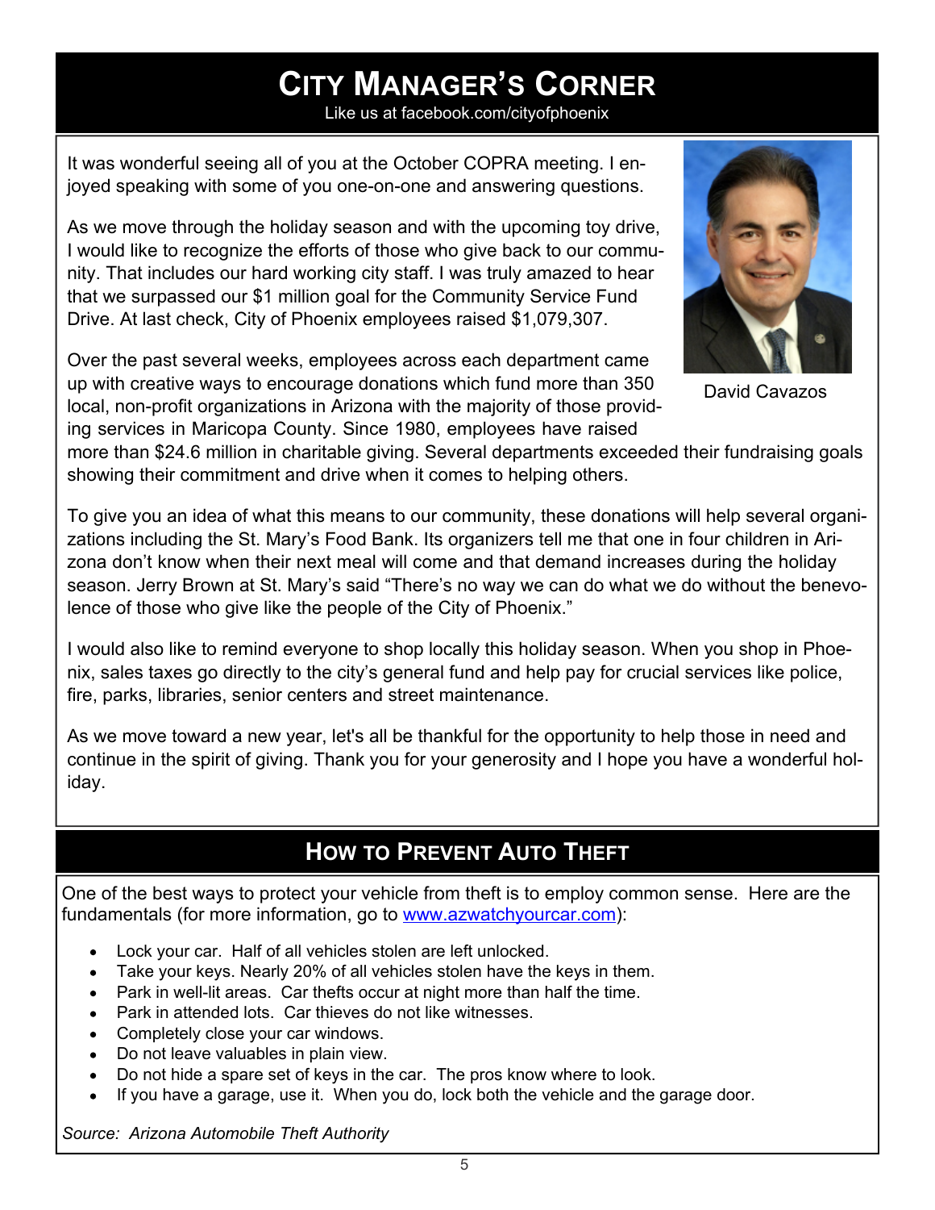# City Manager's Corner

Like us at facebook.com/cityofphoenix

It was wonderful seeing all of you at the October COPRA meeting. I enjoyed speaking with some of you one-on-one and answering questions.

As we move through the holiday season and with the upcoming toy drive, I would like to recognize the efforts of those who give back to our community. That includes our hard working city staff. I was truly amazed to hear that we surpassed our $1 million goal for the Community Service Fund Drive. At last check, City of Phoenix employees raised $1,079,307.

David Cavazos

Over the past several weeks, employees across each department came up with creative ways to encourage donations which fund more than 350 local, non-profit organizations in Arizona with the majority of those providing services in Maricopa County. Since 1980, employees have raised more than $24.6 million in charitable giving. Several departments exceeded their fundraising goals showing their commitment and drive when it comes to helping others.

To give you an idea of what this means to our community, these donations will help several organizations including the St. Mary's Food Bank. Its organizers tell me that one in four children in Arizona don't know when their next meal will come and that demand increases during the holiday season. Jerry Brown at St. Mary's said "There's no way we can do what we do without the benevolence of those who give like the people of the City of Phoenix."

I would also like to remind everyone to shop locally this holiday season. When you shop in Phoenix, sales taxes go directly to the city's general fund and help pay for crucial services like police, fire, parks, libraries, senior centers and street maintenance.

As we move toward a new year, let's all be thankful for the opportunity to help those in need and continue in the spirit of giving. Thank you for your generosity and I hope you have a wonderful holiday.

# How to Prevent Auto Theft

One of the best ways to protect your vehicle from theft is to employ common sense. Here are the fundamentals (for more information, go to www.azwatchyourcar.com):

- Lock your car. Half of all vehicles stolen are left unlocked.
- Take your keys. Nearly 20% of all vehicles stolen have the keys in them.
- Park in well-lit areas. Car thefts occur at night more than half the time.
- Park in attended lots. Car thieves do not like witnesses.
- Completely close your car windows.
- Do not leave valuables in plain view.
- Do not hide a spare set of keys in the car. The pros know where to look.
- If you have a garage, use it. When you do, lock both the vehicle and the garage door.

*Source: Arizona Automobile Theft Authority*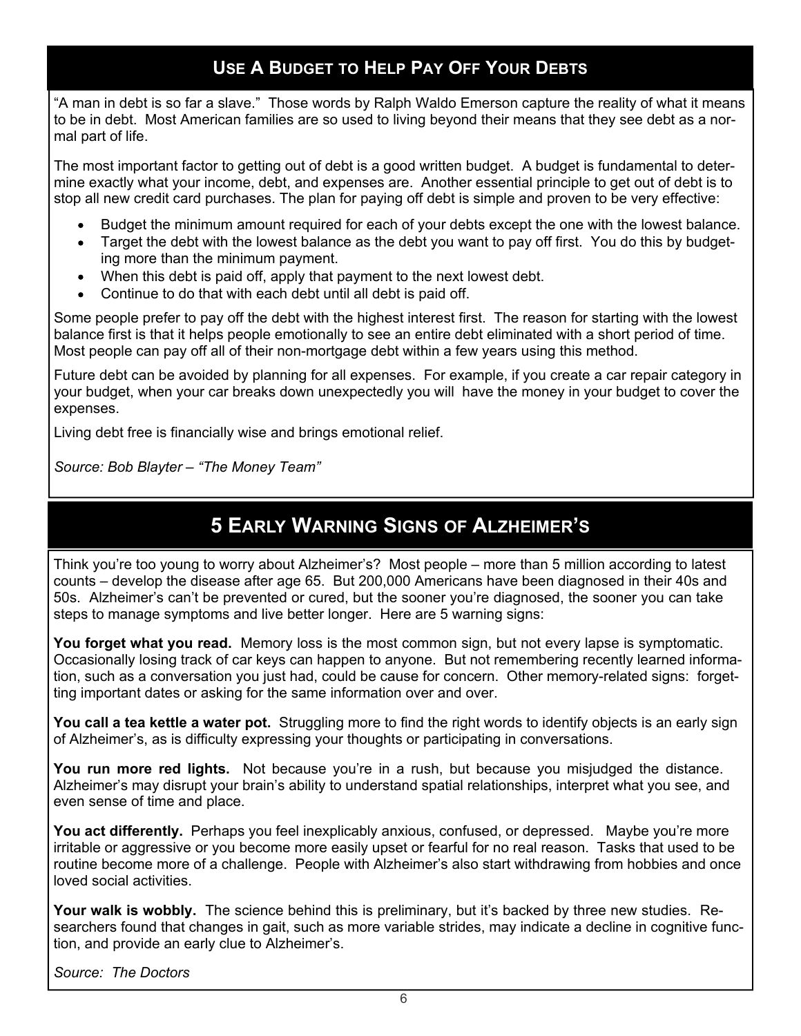## Use A Budget to Help Pay Off Your Debts

"A man in debt is so far a slave." Those words by Ralph Waldo Emerson capture the reality of what it means to be in debt. Most American families are so used to living beyond their means that they see debt as a normal part of life.

The most important factor to getting out of debt is a good written budget. A budget is fundamental to determine exactly what your income, debt, and expenses are. Another essential principle to get out of debt is to stop all new credit card purchases. The plan for paying off debt is simple and proven to be very effective:

- Budget the minimum amount required for each of your debts except the one with the lowest balance.
- Target the debt with the lowest balance as the debt you want to pay off first. You do this by budgeting more than the minimum payment.
- When this debt is paid off, apply that payment to the next lowest debt.
- Continue to do that with each debt until all debt is paid off.

Some people prefer to pay off the debt with the highest interest first. The reason for starting with the lowest balance first is that it helps people emotionally to see an entire debt eliminated with a short period of time. Most people can pay off all of their non-mortgage debt within a few years using this method.

Future debt can be avoided by planning for all expenses. For example, if you create a car repair category in your budget, when your car breaks down unexpectedly you will have the money in your budget to cover the expenses.

Living debt free is financially wise and brings emotional relief.

*Source: Bob Blayter – "The Money Team"*

## 5 Early Warning Signs of Alzheimer's

Think you're too young to worry about Alzheimer's? Most people – more than 5 million according to latest counts – develop the disease after age 65. But 200,000 Americans have been diagnosed in their 40s and 50s. Alzheimer's can't be prevented or cured, but the sooner you're diagnosed, the sooner you can take steps to manage symptoms and live better longer. Here are 5 warning signs:

**You forget what you read.** Memory loss is the most common sign, but not every lapse is symptomatic. Occasionally losing track of car keys can happen to anyone. But not remembering recently learned information, such as a conversation you just had, could be cause for concern. Other memory-related signs: forgetting important dates or asking for the same information over and over.

**You call a tea kettle a water pot.** Struggling more to find the right words to identify objects is an early sign of Alzheimer's, as is difficulty expressing your thoughts or participating in conversations.

**You run more red lights.** Not because you're in a rush, but because you misjudged the distance. Alzheimer's may disrupt your brain's ability to understand spatial relationships, interpret what you see, and even sense of time and place.

**You act differently.** Perhaps you feel inexplicably anxious, confused, or depressed. Maybe you're more irritable or aggressive or you become more easily upset or fearful for no real reason. Tasks that used to be routine become more of a challenge. People with Alzheimer's also start withdrawing from hobbies and once loved social activities.

**Your walk is wobbly.** The science behind this is preliminary, but it's backed by three new studies. Researchers found that changes in gait, such as more variable strides, may indicate a decline in cognitive function, and provide an early clue to Alzheimer's.

*Source: The Doctors*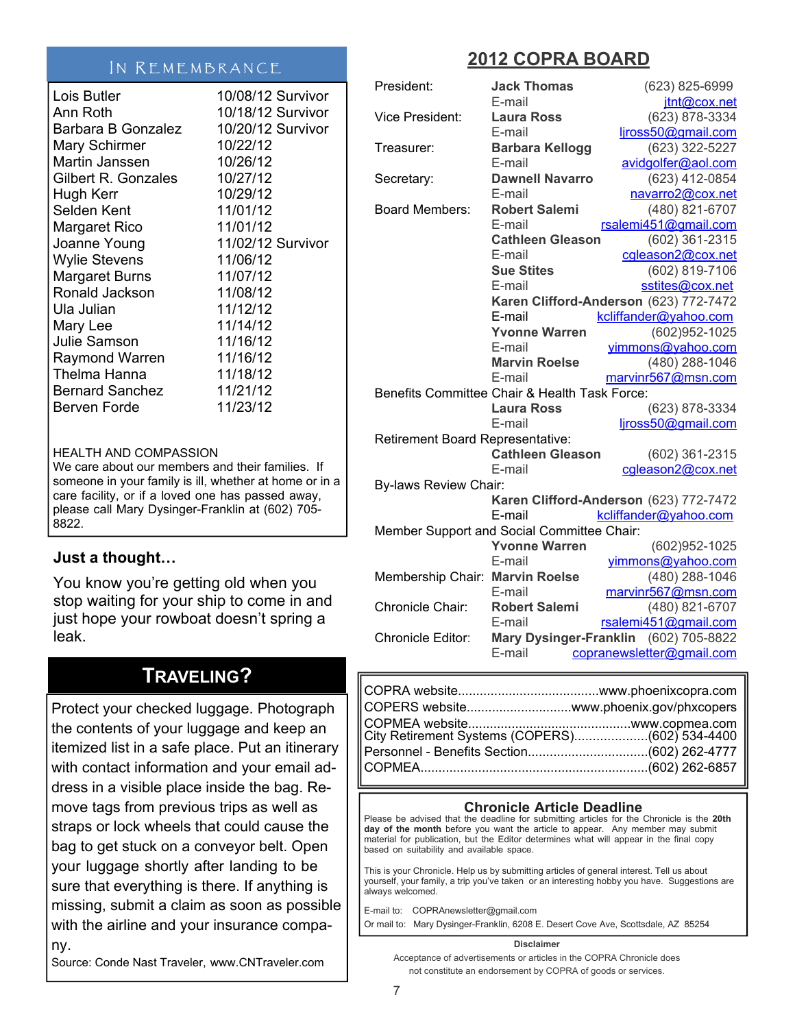## In Remembrance

| | |
|---|---|
| Lois Butler | 10/08/12 Survivor |
| Ann Roth | 10/18/12 Survivor |
| Barbara B Gonzalez | 10/20/12 Survivor |
| Mary Schirmer | 10/22/12 |
| Martin Janssen | 10/26/12 |
| Gilbert R. Gonzales | 10/27/12 |
| Hugh Kerr | 10/29/12 |
| Selden Kent | 11/01/12 |
| Margaret Rico | 11/01/12 |
| Joanne Young | 11/02/12 Survivor |
| Wylie Stevens | 11/06/12 |
| Margaret Burns | 11/07/12 |
| Ronald Jackson | 11/08/12 |
| Ula Julian | 11/12/12 |
| Mary Lee | 11/14/12 |
| Julie Samson | 11/16/12 |
| Raymond Warren | 11/16/12 |
| Thelma Hanna | 11/18/12 |
| Bernard Sanchez | 11/21/12 |
| Berven Forde | 11/23/12 |

HEALTH AND COMPASSION
We care about our members and their families. If someone in your family is ill, whether at home or in a care facility, or if a loved one has passed away, please call Mary Dysinger-Franklin at (602) 705-8822.

### Just a thought…

You know you're getting old when you stop waiting for your ship to come in and just hope your rowboat doesn't spring a leak.

## Traveling?

Protect your checked luggage. Photograph the contents of your luggage and keep an itemized list in a safe place. Put an itinerary with contact information and your email address in a visible place inside the bag. Remove tags from previous trips as well as straps or lock wheels that could cause the bag to get stuck on a conveyor belt. Open your luggage shortly after landing to be sure that everything is there. If anything is missing, submit a claim as soon as possible with the airline and your insurance company.

Source: Conde Nast Traveler, www.CNTraveler.com

## 2012 COPRA BOARD

| | | |
|---|---|---|
| President: | **Jack Thomas** | (623) 825-6999 |
| | E-mail | jtnt@cox.net |
| Vice President: | **Laura Ross** | (623) 878-3334 |
| | E-mail | ljross50@gmail.com |
| Treasurer: | **Barbara Kellogg** | (623) 322-5227 |
| | E-mail | avidgolfer@aol.com |
| Secretary: | **Dawnell Navarro** | (623) 412-0854 |
| | E-mail | navarro2@cox.net |
| Board Members: | **Robert Salemi** | (480) 821-6707 |
| | E-mail | rsalemi451@gmail.com |
| | **Cathleen Gleason** | (602) 361-2315 |
| | E-mail | cgleason2@cox.net |
| | **Sue Stites** | (602) 819-7106 |
| | E-mail | sstites@cox.net |
| | **Karen Clifford-Anderson** | (623) 772-7472 |
| | E-mail | kcliffander@yahoo.com |
| | **Yvonne Warren** | (602)952-1025 |
| | E-mail | yimmons@yahoo.com |
| | **Marvin Roelse** | (480) 288-1046 |
| | E-mail | marvinr567@msn.com |
| Benefits Committee Chair & Health Task Force: | | |
| | **Laura Ross** | (623) 878-3334 |
| | E-mail | ljross50@gmail.com |
| Retirement Board Representative: | | |
| | **Cathleen Gleason** | (602) 361-2315 |
| | E-mail | cgleason2@cox.net |
| By-laws Review Chair: | | |
| | **Karen Clifford-Anderson** | (623) 772-7472 |
| | E-mail | kcliffander@yahoo.com |
| Member Support and Social Committee Chair: | | |
| | **Yvonne Warren** | (602)952-1025 |
| | E-mail | yimmons@yahoo.com |
| Membership Chair: | **Marvin Roelse** | (480) 288-1046 |
| | E-mail | marvinr567@msn.com |
| Chronicle Chair: | **Robert Salemi** | (480) 821-6707 |
| | E-mail | rsalemi451@gmail.com |
| Chronicle Editor: | **Mary Dysinger-Franklin** | (602) 705-8822 |
| | E-mail | copranewsletter@gmail.com |

COPRA website........................................www.phoenixcopra.com
COPERS website............................www.phoenix.gov/phxcopers
COPMEA website............................................www.copmea.com
City Retirement Systems (COPERS)....................(602) 534-4400
Personnel - Benefits Section.................................(602) 262-4777
COPMEA..............................................................(602) 262-6857

### Chronicle Article Deadline

Please be advised that the deadline for submitting articles for the Chronicle is the **20th day of the month** before you want the article to appear. Any member may submit material for publication, but the Editor determines what will appear in the final copy based on suitability and available space.

This is your Chronicle. Help us by submitting articles of general interest. Tell us about yourself, your family, a trip you've taken or an interesting hobby you have. Suggestions are always welcomed.

E-mail to: COPRAnewsletter@gmail.com
Or mail to: Mary Dysinger-Franklin, 6208 E. Desert Cove Ave, Scottsdale, AZ 85254

**Disclaimer**

Acceptance of advertisements or articles in the COPRA Chronicle does not constitute an endorsement by COPRA of goods or services.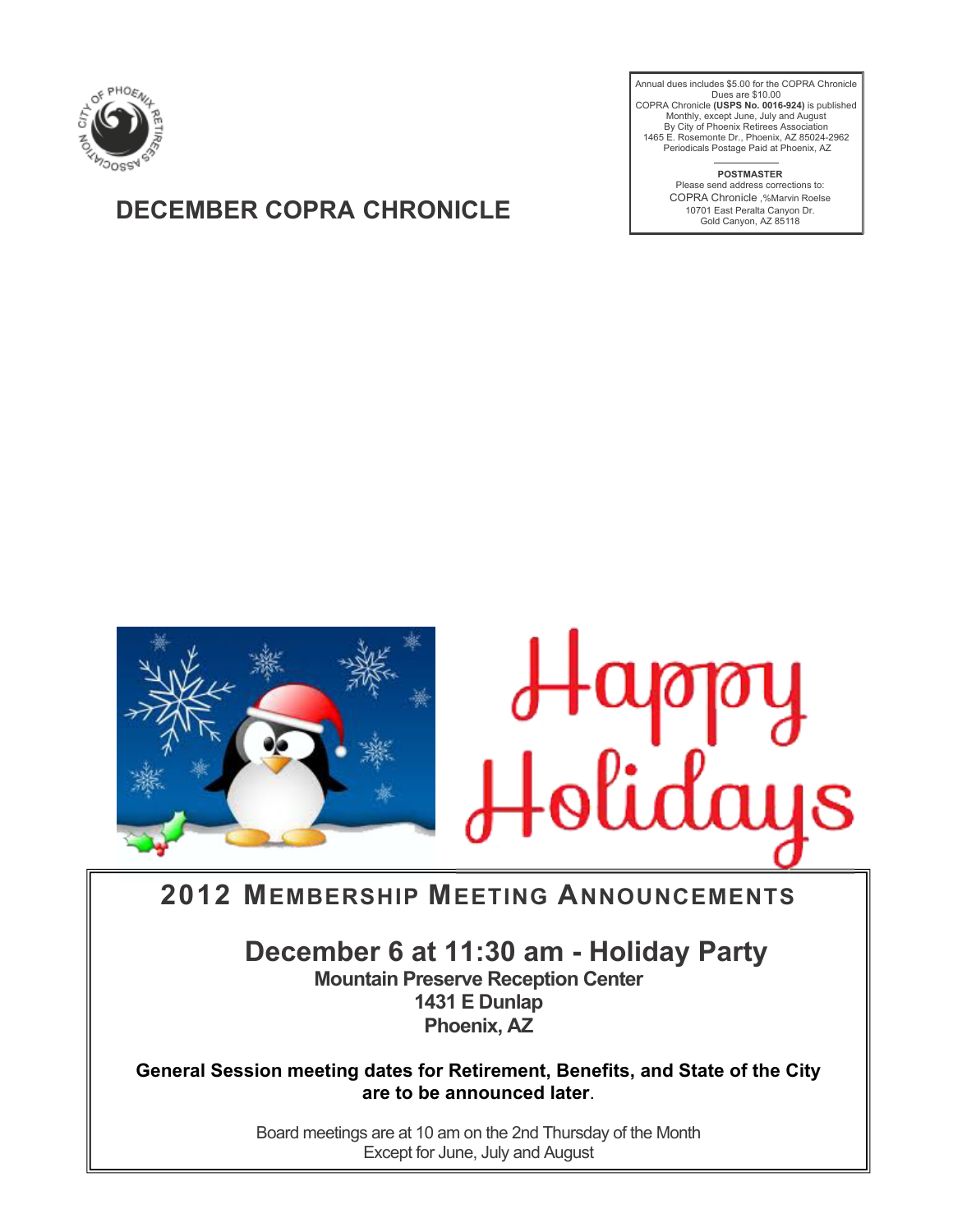# DECEMBER COPRA CHRONICLE

Annual dues includes $5.00 for the COPRA Chronicle
Dues are $10.00
COPRA Chronicle **(USPS No. 0016-924)** is published
Monthly, except June, July and August
By City of Phoenix Retirees Association
1465 E. Rosemonte Dr., Phoenix, AZ 85024-2962
Periodicals Postage Paid at Phoenix, AZ

**POSTMASTER**
Please send address corrections to:
COPRA Chronicle ,%Marvin Roelse
10701 East Peralta Canyon Dr.
Gold Canyon, AZ 85118

Happy Holidays

## 2012 MEMBERSHIP MEETING ANNOUNCEMENTS

### December 6 at 11:30 am - Holiday Party

**Mountain Preserve Reception Center**
**1431 E Dunlap**
**Phoenix, AZ**

**General Session meeting dates for Retirement, Benefits, and State of the City are to be announced later**.

Board meetings are at 10 am on the 2nd Thursday of the Month
Except for June, July and August